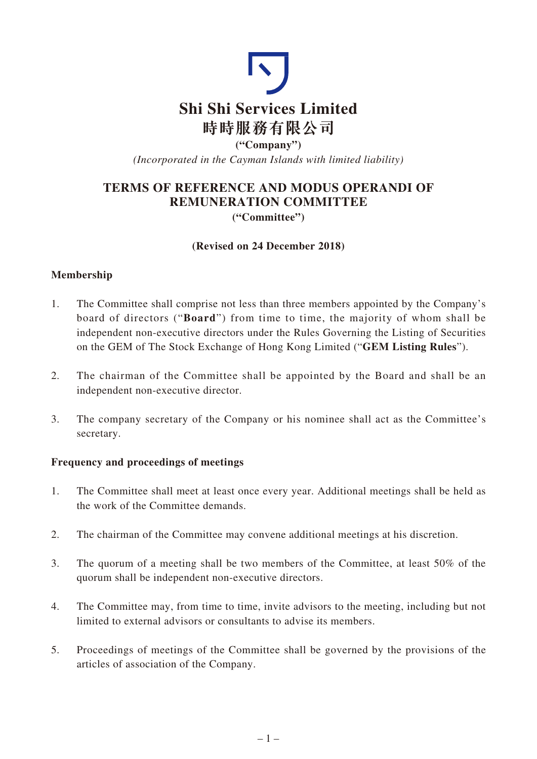# Shi Shi Services Limited
# 時時服務有限公司

**("Company")**

*(Incorporated in the Cayman Islands with limited liability)*

## TERMS OF REFERENCE AND MODUS OPERANDI OF REMUNERATION COMMITTEE

**("Committee")**

**(Revised on 24 December 2018)**

### Membership

1. The Committee shall comprise not less than three members appointed by the Company's board of directors ("**Board**") from time to time, the majority of whom shall be independent non-executive directors under the Rules Governing the Listing of Securities on the GEM of The Stock Exchange of Hong Kong Limited ("**GEM Listing Rules**").

2. The chairman of the Committee shall be appointed by the Board and shall be an independent non-executive director.

3. The company secretary of the Company or his nominee shall act as the Committee's secretary.

### Frequency and proceedings of meetings

1. The Committee shall meet at least once every year. Additional meetings shall be held as the work of the Committee demands.

2. The chairman of the Committee may convene additional meetings at his discretion.

3. The quorum of a meeting shall be two members of the Committee, at least 50% of the quorum shall be independent non-executive directors.

4. The Committee may, from time to time, invite advisors to the meeting, including but not limited to external advisors or consultants to advise its members.

5. Proceedings of meetings of the Committee shall be governed by the provisions of the articles of association of the Company.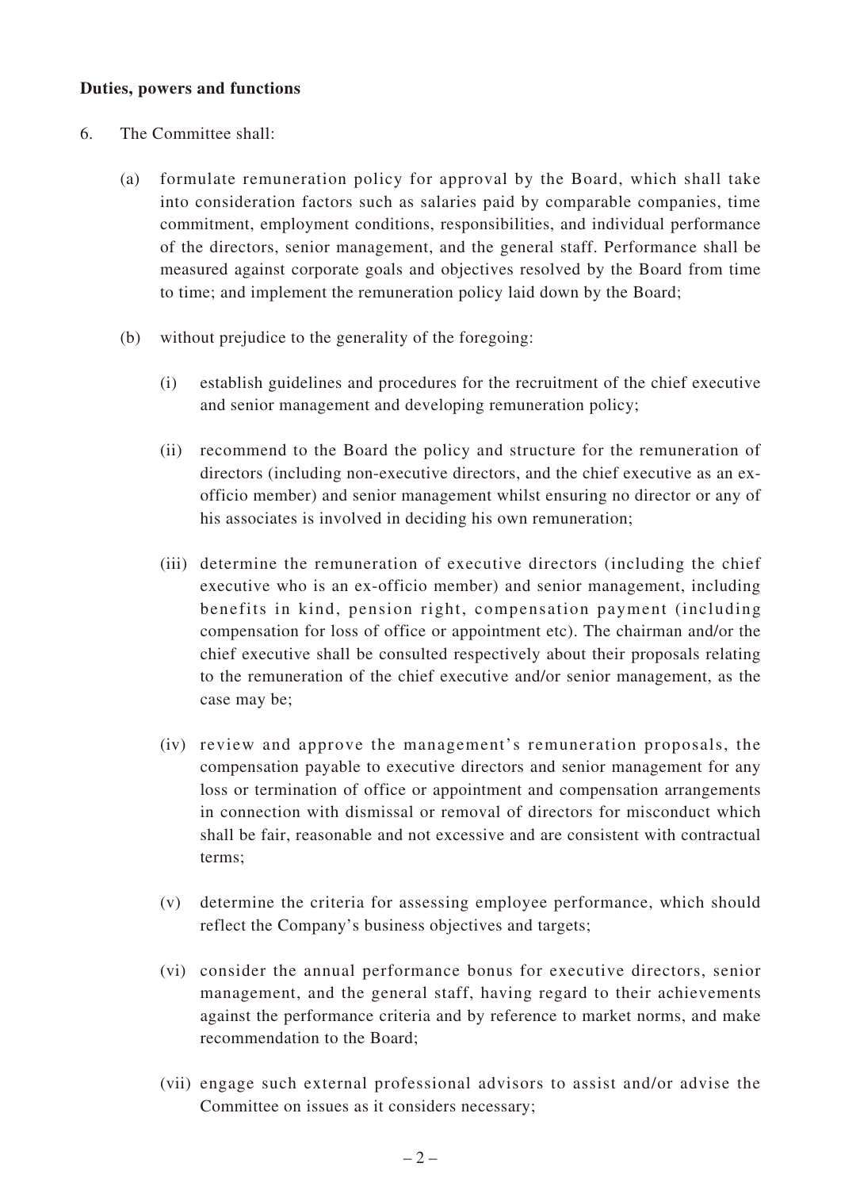**Duties, powers and functions**

6. The Committee shall:

   (a) formulate remuneration policy for approval by the Board, which shall take into consideration factors such as salaries paid by comparable companies, time commitment, employment conditions, responsibilities, and individual performance of the directors, senior management, and the general staff. Performance shall be measured against corporate goals and objectives resolved by the Board from time to time; and implement the remuneration policy laid down by the Board;

   (b) without prejudice to the generality of the foregoing:

      (i) establish guidelines and procedures for the recruitment of the chief executive and senior management and developing remuneration policy;

      (ii) recommend to the Board the policy and structure for the remuneration of directors (including non-executive directors, and the chief executive as an ex-officio member) and senior management whilst ensuring no director or any of his associates is involved in deciding his own remuneration;

      (iii) determine the remuneration of executive directors (including the chief executive who is an ex-officio member) and senior management, including benefits in kind, pension right, compensation payment (including compensation for loss of office or appointment etc). The chairman and/or the chief executive shall be consulted respectively about their proposals relating to the remuneration of the chief executive and/or senior management, as the case may be;

      (iv) review and approve the management's remuneration proposals, the compensation payable to executive directors and senior management for any loss or termination of office or appointment and compensation arrangements in connection with dismissal or removal of directors for misconduct which shall be fair, reasonable and not excessive and are consistent with contractual terms;

      (v) determine the criteria for assessing employee performance, which should reflect the Company's business objectives and targets;

      (vi) consider the annual performance bonus for executive directors, senior management, and the general staff, having regard to their achievements against the performance criteria and by reference to market norms, and make recommendation to the Board;

      (vii) engage such external professional advisors to assist and/or advise the Committee on issues as it considers necessary;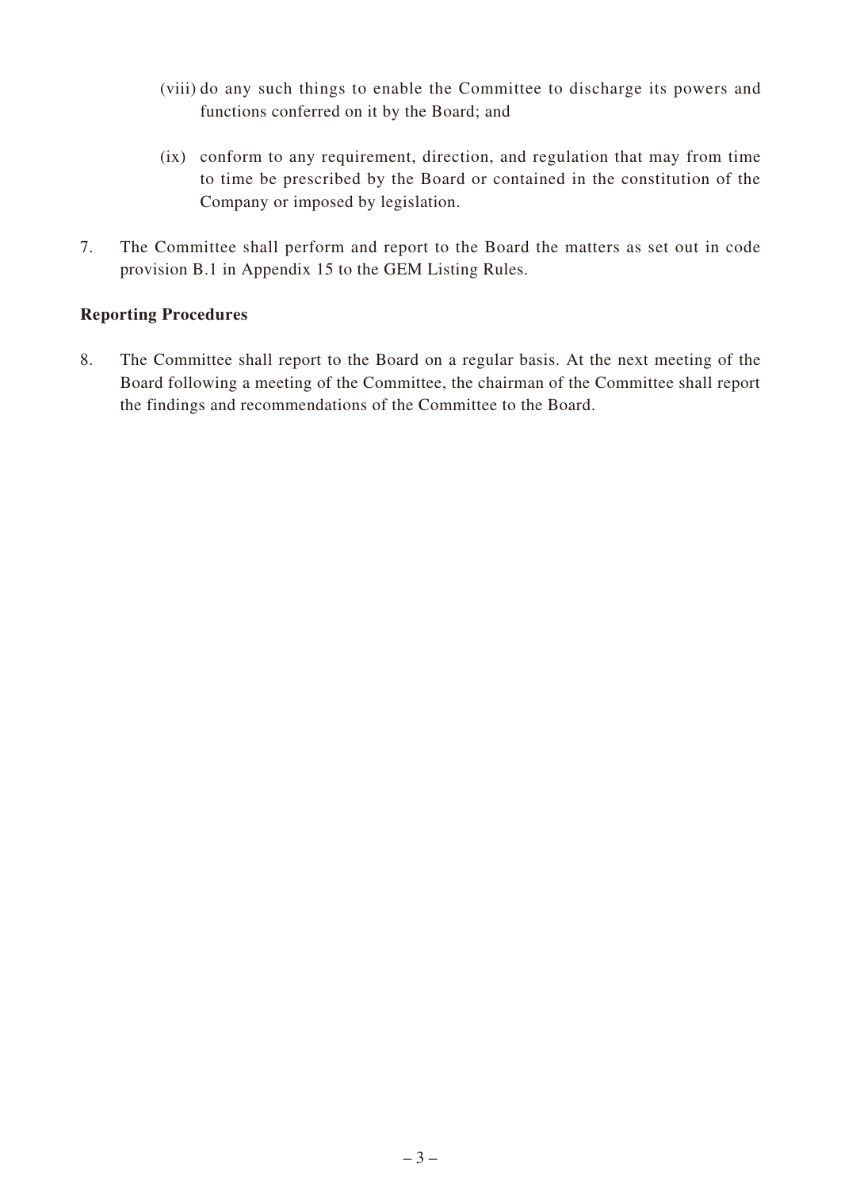(viii) do any such things to enable the Committee to discharge its powers and functions conferred on it by the Board; and

(ix) conform to any requirement, direction, and regulation that may from time to time be prescribed by the Board or contained in the constitution of the Company or imposed by legislation.

7. The Committee shall perform and report to the Board the matters as set out in code provision B.1 in Appendix 15 to the GEM Listing Rules.

**Reporting Procedures**

8. The Committee shall report to the Board on a regular basis. At the next meeting of the Board following a meeting of the Committee, the chairman of the Committee shall report the findings and recommendations of the Committee to the Board.